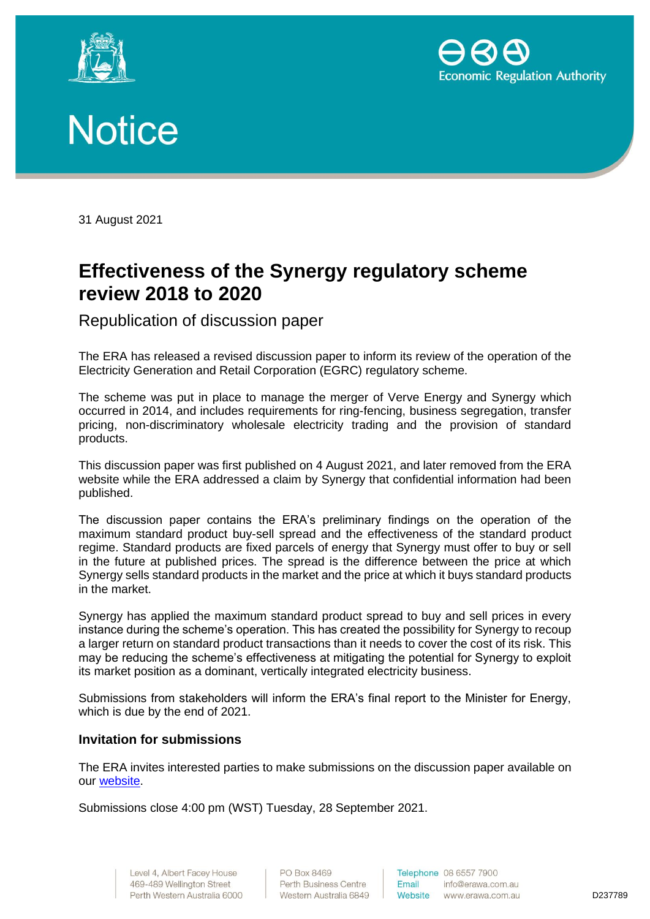Economic Regulation Authority

# Notice

31 August 2021

## Effectiveness of the Synergy regulatory scheme review 2018 to 2020

Republication of discussion paper

The ERA has released a revised discussion paper to inform its review of the operation of the Electricity Generation and Retail Corporation (EGRC) regulatory scheme.

The scheme was put in place to manage the merger of Verve Energy and Synergy which occurred in 2014, and includes requirements for ring-fencing, business segregation, transfer pricing, non-discriminatory wholesale electricity trading and the provision of standard products.

This discussion paper was first published on 4 August 2021, and later removed from the ERA website while the ERA addressed a claim by Synergy that confidential information had been published.

The discussion paper contains the ERA's preliminary findings on the operation of the maximum standard product buy-sell spread and the effectiveness of the standard product regime. Standard products are fixed parcels of energy that Synergy must offer to buy or sell in the future at published prices. The spread is the difference between the price at which Synergy sells standard products in the market and the price at which it buys standard products in the market.

Synergy has applied the maximum standard product spread to buy and sell prices in every instance during the scheme's operation. This has created the possibility for Synergy to recoup a larger return on standard product transactions than it needs to cover the cost of its risk. This may be reducing the scheme's effectiveness at mitigating the potential for Synergy to exploit its market position as a dominant, vertically integrated electricity business.

Submissions from stakeholders will inform the ERA's final report to the Minister for Energy, which is due by the end of 2021.

### Invitation for submissions

The ERA invites interested parties to make submissions on the discussion paper available on our website.

Submissions close 4:00 pm (WST) Tuesday, 28 September 2021.

Level 4, Albert Facey House
469-489 Wellington Street
Perth Western Australia 6000

PO Box 8469
Perth Business Centre
Western Australia 6849

Telephone 08 6557 7900
Email info@erawa.com.au
Website www.erawa.com.au

D237789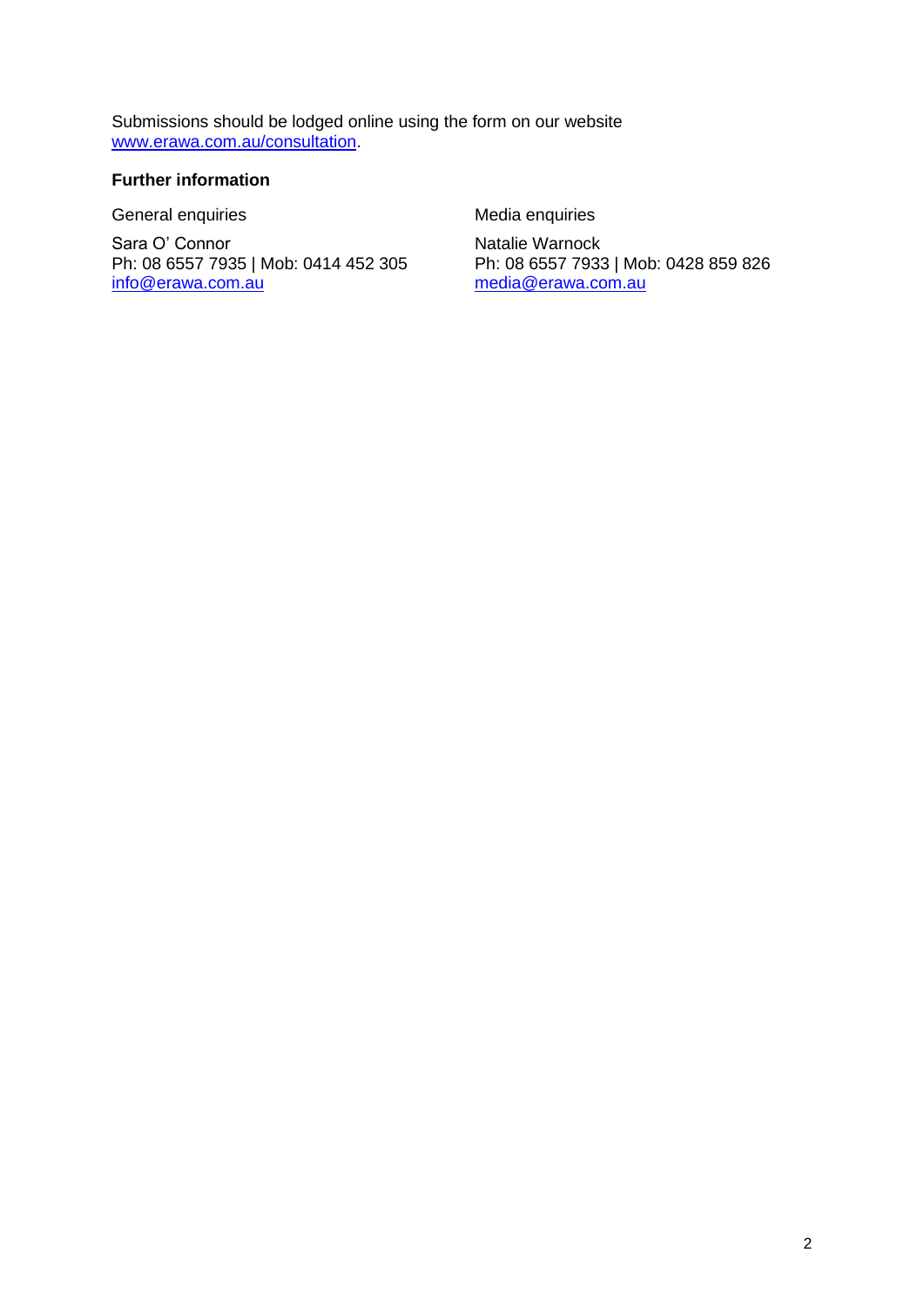Submissions should be lodged online using the form on our website [www.erawa.com.au/consultation](www.erawa.com.au/consultation).

**Further information**

General enquiries

Sara O' Connor
Ph: 08 6557 7935 | Mob: 0414 452 305
[info@erawa.com.au](mailto:info@erawa.com.au)

Media enquiries

Natalie Warnock
Ph: 08 6557 7933 | Mob: 0428 859 826
[media@erawa.com.au](mailto:media@erawa.com.au)